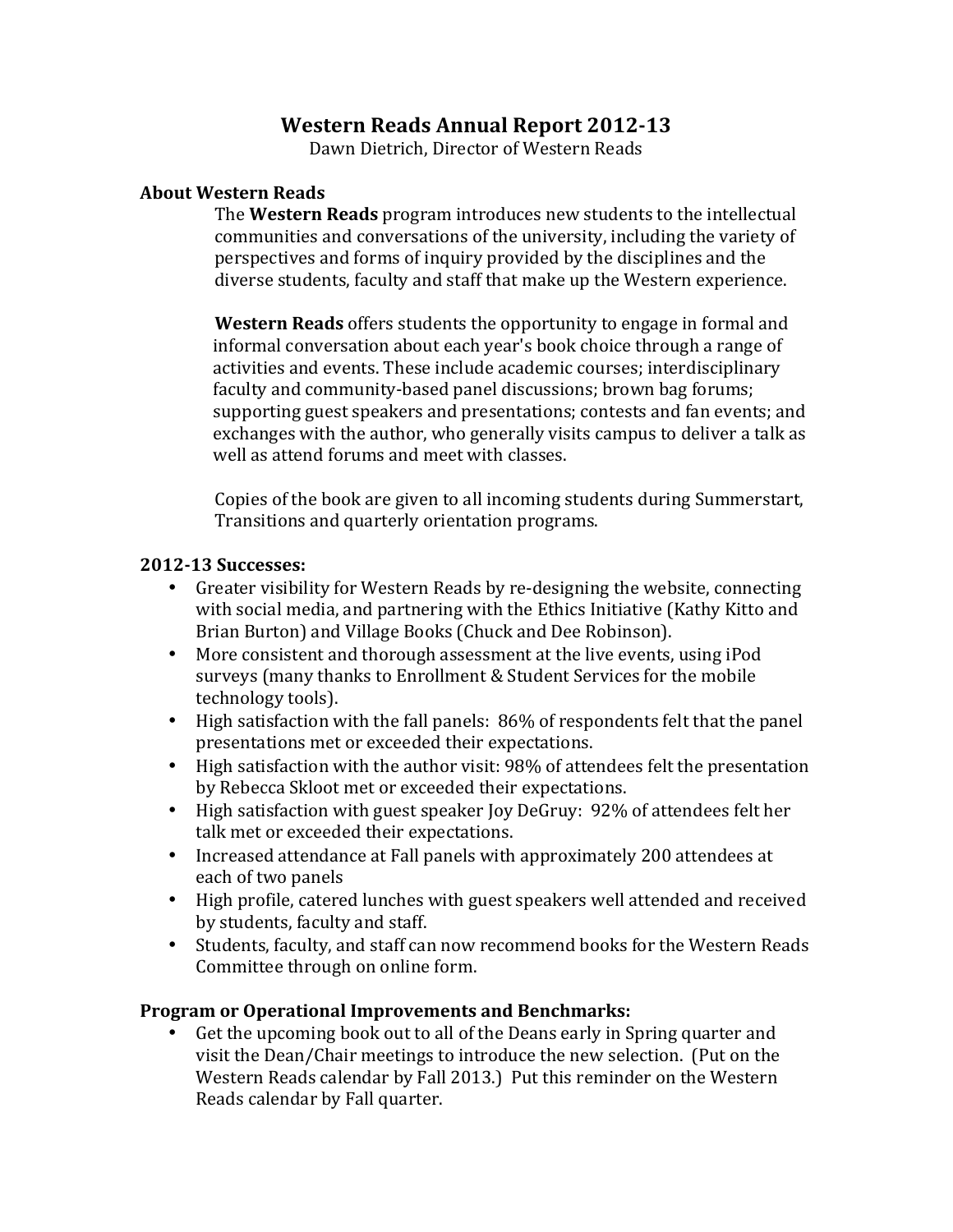# Western Reads Annual Report 2012-13

Dawn Dietrich, Director of Western Reads

## About Western Reads

The **Western Reads** program introduces new students to the intellectual communities and conversations of the university, including the variety of perspectives and forms of inquiry provided by the disciplines and the diverse students, faculty and staff that make up the Western experience.

**Western Reads** offers students the opportunity to engage in formal and informal conversation about each year's book choice through a range of activities and events. These include academic courses; interdisciplinary faculty and community-based panel discussions; brown bag forums; supporting guest speakers and presentations; contests and fan events; and exchanges with the author, who generally visits campus to deliver a talk as well as attend forums and meet with classes.

Copies of the book are given to all incoming students during Summerstart, Transitions and quarterly orientation programs.

## 2012-13 Successes:

- Greater visibility for Western Reads by re-designing the website, connecting with social media, and partnering with the Ethics Initiative (Kathy Kitto and Brian Burton) and Village Books (Chuck and Dee Robinson).
- More consistent and thorough assessment at the live events, using iPod surveys (many thanks to Enrollment & Student Services for the mobile technology tools).
- High satisfaction with the fall panels: 86% of respondents felt that the panel presentations met or exceeded their expectations.
- High satisfaction with the author visit: 98% of attendees felt the presentation by Rebecca Skloot met or exceeded their expectations.
- High satisfaction with guest speaker Joy DeGruy: 92% of attendees felt her talk met or exceeded their expectations.
- Increased attendance at Fall panels with approximately 200 attendees at each of two panels
- High profile, catered lunches with guest speakers well attended and received by students, faculty and staff.
- Students, faculty, and staff can now recommend books for the Western Reads Committee through on online form.

## Program or Operational Improvements and Benchmarks:

- Get the upcoming book out to all of the Deans early in Spring quarter and visit the Dean/Chair meetings to introduce the new selection. (Put on the Western Reads calendar by Fall 2013.) Put this reminder on the Western Reads calendar by Fall quarter.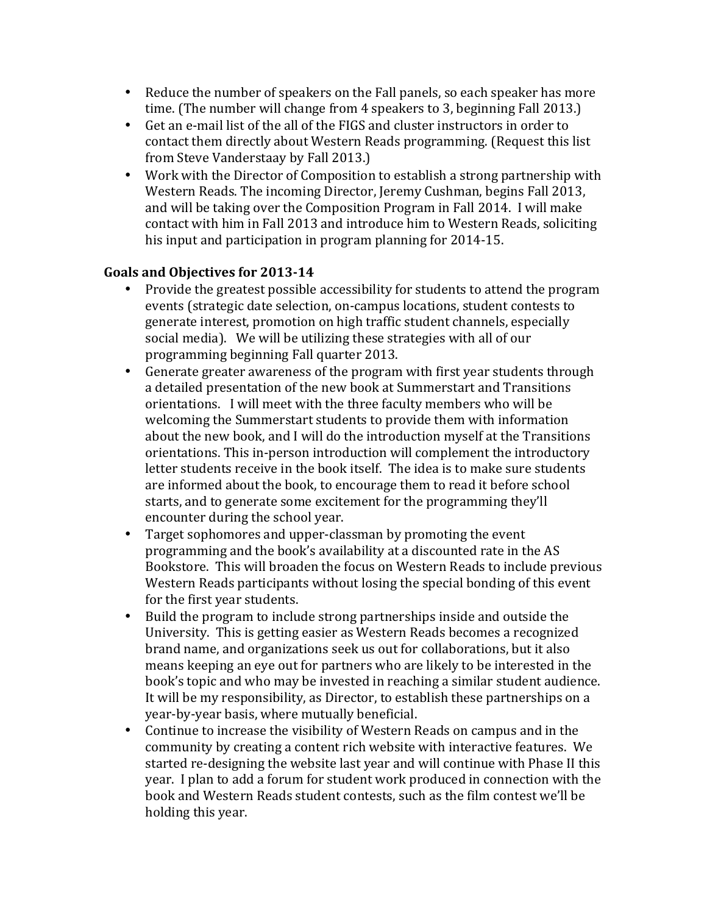- Reduce the number of speakers on the Fall panels, so each speaker has more time. (The number will change from 4 speakers to 3, beginning Fall 2013.)
- Get an e-mail list of the all of the FIGS and cluster instructors in order to contact them directly about Western Reads programming. (Request this list from Steve Vanderstaay by Fall 2013.)
- Work with the Director of Composition to establish a strong partnership with Western Reads. The incoming Director, Jeremy Cushman, begins Fall 2013, and will be taking over the Composition Program in Fall 2014. I will make contact with him in Fall 2013 and introduce him to Western Reads, soliciting his input and participation in program planning for 2014-15.

**Goals and Objectives for 2013-14**

- Provide the greatest possible accessibility for students to attend the program events (strategic date selection, on-campus locations, student contests to generate interest, promotion on high traffic student channels, especially social media). We will be utilizing these strategies with all of our programming beginning Fall quarter 2013.
- Generate greater awareness of the program with first year students through a detailed presentation of the new book at Summerstart and Transitions orientations. I will meet with the three faculty members who will be welcoming the Summerstart students to provide them with information about the new book, and I will do the introduction myself at the Transitions orientations. This in-person introduction will complement the introductory letter students receive in the book itself. The idea is to make sure students are informed about the book, to encourage them to read it before school starts, and to generate some excitement for the programming they'll encounter during the school year.
- Target sophomores and upper-classman by promoting the event programming and the book's availability at a discounted rate in the AS Bookstore. This will broaden the focus on Western Reads to include previous Western Reads participants without losing the special bonding of this event for the first year students.
- Build the program to include strong partnerships inside and outside the University. This is getting easier as Western Reads becomes a recognized brand name, and organizations seek us out for collaborations, but it also means keeping an eye out for partners who are likely to be interested in the book's topic and who may be invested in reaching a similar student audience. It will be my responsibility, as Director, to establish these partnerships on a year-by-year basis, where mutually beneficial.
- Continue to increase the visibility of Western Reads on campus and in the community by creating a content rich website with interactive features. We started re-designing the website last year and will continue with Phase II this year. I plan to add a forum for student work produced in connection with the book and Western Reads student contests, such as the film contest we'll be holding this year.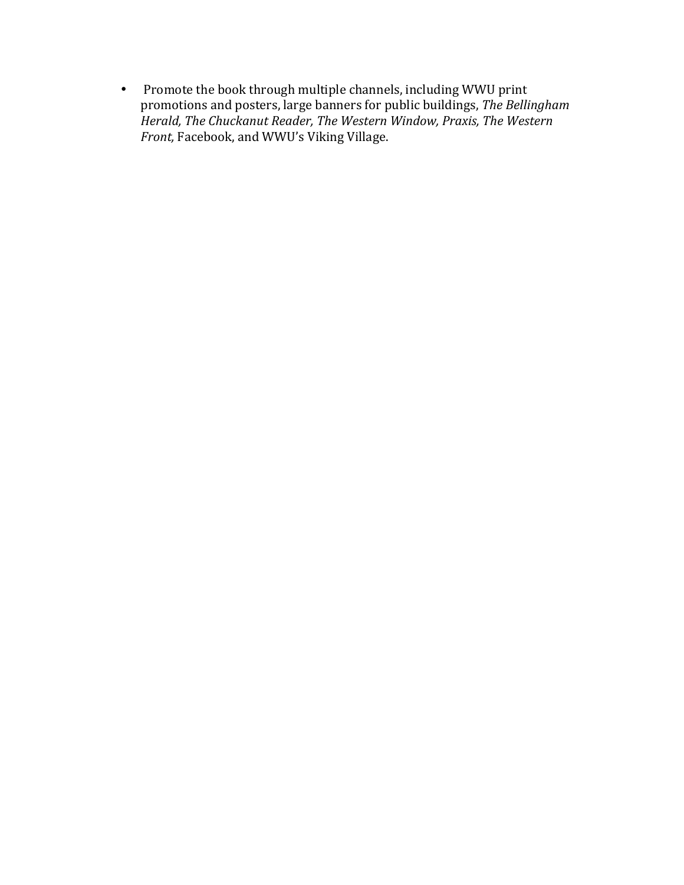- Promote the book through multiple channels, including WWU print promotions and posters, large banners for public buildings, *The Bellingham Herald, The Chuckanut Reader, The Western Window, Praxis, The Western Front,* Facebook, and WWU's Viking Village.